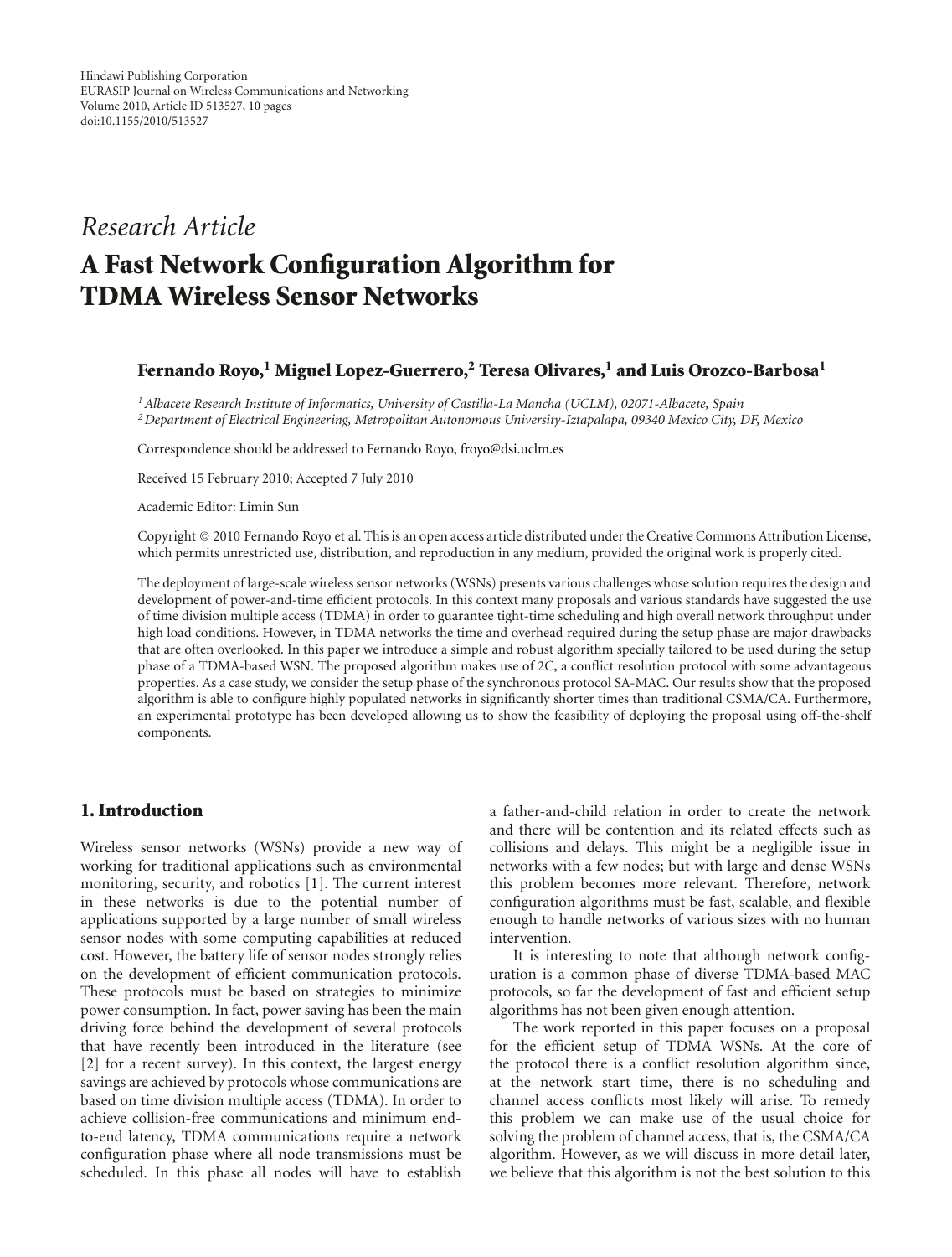Hindawi Publishing Corporation
EURASIP Journal on Wireless Communications and Networking
Volume 2010, Article ID 513527, 10 pages
doi:10.1155/2010/513527

*Research Article*

# A Fast Network Configuration Algorithm for TDMA Wireless Sensor Networks

**Fernando Royo,[1] Miguel Lopez-Guerrero,[2] Teresa Olivares,[1] and Luis Orozco-Barbosa[1]**

[1] *Albacete Research Institute of Informatics, University of Castilla-La Mancha (UCLM), 02071-Albacete, Spain*
[2] *Department of Electrical Engineering, Metropolitan Autonomous University-Iztapalapa, 09340 Mexico City, DF, Mexico*

Correspondence should be addressed to Fernando Royo, froyo@dsi.uclm.es

Received 15 February 2010; Accepted 7 July 2010

Academic Editor: Limin Sun

Copyright © 2010 Fernando Royo et al. This is an open access article distributed under the Creative Commons Attribution License, which permits unrestricted use, distribution, and reproduction in any medium, provided the original work is properly cited.

The deployment of large-scale wireless sensor networks (WSNs) presents various challenges whose solution requires the design and development of power-and-time efficient protocols. In this context many proposals and various standards have suggested the use of time division multiple access (TDMA) in order to guarantee tight-time scheduling and high overall network throughput under high load conditions. However, in TDMA networks the time and overhead required during the setup phase are major drawbacks that are often overlooked. In this paper we introduce a simple and robust algorithm specially tailored to be used during the setup phase of a TDMA-based WSN. The proposed algorithm makes use of 2C, a conflict resolution protocol with some advantageous properties. As a case study, we consider the setup phase of the synchronous protocol SA-MAC. Our results show that the proposed algorithm is able to configure highly populated networks in significantly shorter times than traditional CSMA/CA. Furthermore, an experimental prototype has been developed allowing us to show the feasibility of deploying the proposal using off-the-shelf components.

## 1. Introduction

Wireless sensor networks (WSNs) provide a new way of working for traditional applications such as environmental monitoring, security, and robotics [1]. The current interest in these networks is due to the potential number of applications supported by a large number of small wireless sensor nodes with some computing capabilities at reduced cost. However, the battery life of sensor nodes strongly relies on the development of efficient communication protocols. These protocols must be based on strategies to minimize power consumption. In fact, power saving has been the main driving force behind the development of several protocols that have recently been introduced in the literature (see [2] for a recent survey). In this context, the largest energy savings are achieved by protocols whose communications are based on time division multiple access (TDMA). In order to achieve collision-free communications and minimum end-to-end latency, TDMA communications require a network configuration phase where all node transmissions must be scheduled. In this phase all nodes will have to establish a father-and-child relation in order to create the network and there will be contention and its related effects such as collisions and delays. This might be a negligible issue in networks with a few nodes; but with large and dense WSNs this problem becomes more relevant. Therefore, network configuration algorithms must be fast, scalable, and flexible enough to handle networks of various sizes with no human intervention.

It is interesting to note that although network configuration is a common phase of diverse TDMA-based MAC protocols, so far the development of fast and efficient setup algorithms has not been given enough attention.

The work reported in this paper focuses on a proposal for the efficient setup of TDMA WSNs. At the core of the protocol there is a conflict resolution algorithm since, at the network start time, there is no scheduling and channel access conflicts most likely will arise. To remedy this problem we can make use of the usual choice for solving the problem of channel access, that is, the CSMA/CA algorithm. However, as we will discuss in more detail later, we believe that this algorithm is not the best solution to this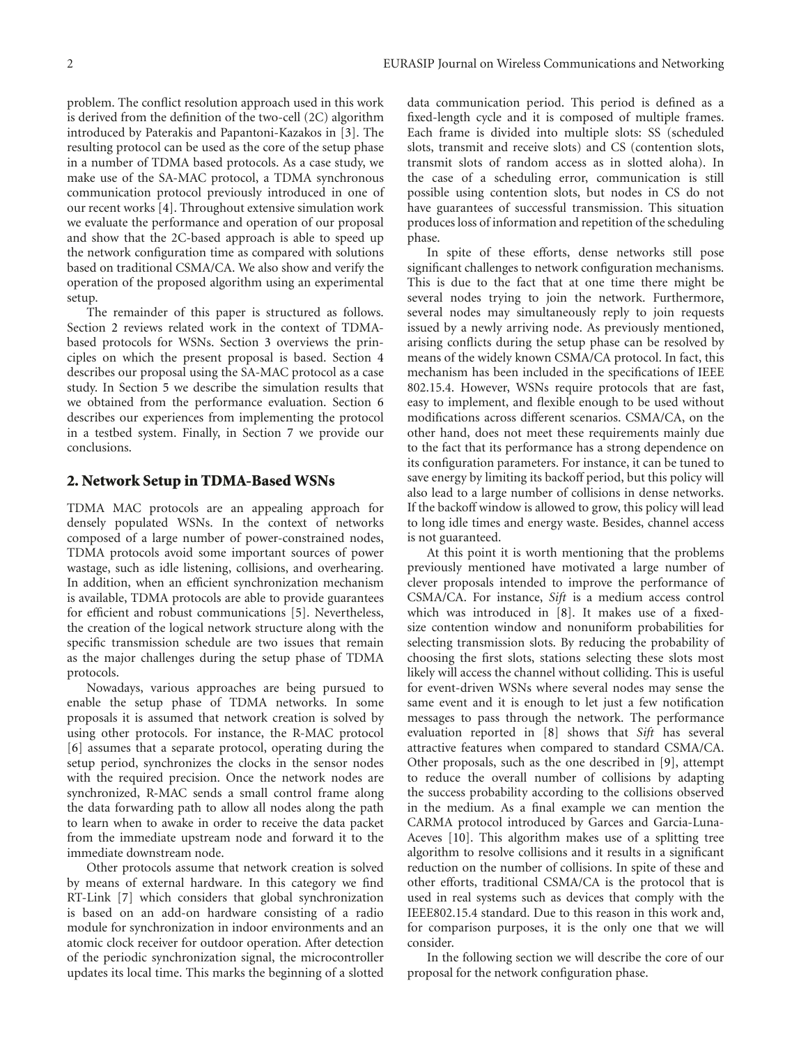problem. The conflict resolution approach used in this work is derived from the definition of the two-cell (2C) algorithm introduced by Paterakis and Papantoni-Kazakos in [3]. The resulting protocol can be used as the core of the setup phase in a number of TDMA based protocols. As a case study, we make use of the SA-MAC protocol, a TDMA synchronous communication protocol previously introduced in one of our recent works [4]. Throughout extensive simulation work we evaluate the performance and operation of our proposal and show that the 2C-based approach is able to speed up the network configuration time as compared with solutions based on traditional CSMA/CA. We also show and verify the operation of the proposed algorithm using an experimental setup.

The remainder of this paper is structured as follows. Section 2 reviews related work in the context of TDMA-based protocols for WSNs. Section 3 overviews the principles on which the present proposal is based. Section 4 describes our proposal using the SA-MAC protocol as a case study. In Section 5 we describe the simulation results that we obtained from the performance evaluation. Section 6 describes our experiences from implementing the protocol in a testbed system. Finally, in Section 7 we provide our conclusions.

## 2. Network Setup in TDMA-Based WSNs

TDMA MAC protocols are an appealing approach for densely populated WSNs. In the context of networks composed of a large number of power-constrained nodes, TDMA protocols avoid some important sources of power wastage, such as idle listening, collisions, and overhearing. In addition, when an efficient synchronization mechanism is available, TDMA protocols are able to provide guarantees for efficient and robust communications [5]. Nevertheless, the creation of the logical network structure along with the specific transmission schedule are two issues that remain as the major challenges during the setup phase of TDMA protocols.

Nowadays, various approaches are being pursued to enable the setup phase of TDMA networks. In some proposals it is assumed that network creation is solved by using other protocols. For instance, the R-MAC protocol [6] assumes that a separate protocol, operating during the setup period, synchronizes the clocks in the sensor nodes with the required precision. Once the network nodes are synchronized, R-MAC sends a small control frame along the data forwarding path to allow all nodes along the path to learn when to awake in order to receive the data packet from the immediate upstream node and forward it to the immediate downstream node.

Other protocols assume that network creation is solved by means of external hardware. In this category we find RT-Link [7] which considers that global synchronization is based on an add-on hardware consisting of a radio module for synchronization in indoor environments and an atomic clock receiver for outdoor operation. After detection of the periodic synchronization signal, the microcontroller updates its local time. This marks the beginning of a slotted data communication period. This period is defined as a fixed-length cycle and it is composed of multiple frames. Each frame is divided into multiple slots: SS (scheduled slots, transmit and receive slots) and CS (contention slots, transmit slots of random access as in slotted aloha). In the case of a scheduling error, communication is still possible using contention slots, but nodes in CS do not have guarantees of successful transmission. This situation produces loss of information and repetition of the scheduling phase.

In spite of these efforts, dense networks still pose significant challenges to network configuration mechanisms. This is due to the fact that at one time there might be several nodes trying to join the network. Furthermore, several nodes may simultaneously reply to join requests issued by a newly arriving node. As previously mentioned, arising conflicts during the setup phase can be resolved by means of the widely known CSMA/CA protocol. In fact, this mechanism has been included in the specifications of IEEE 802.15.4. However, WSNs require protocols that are fast, easy to implement, and flexible enough to be used without modifications across different scenarios. CSMA/CA, on the other hand, does not meet these requirements mainly due to the fact that its performance has a strong dependence on its configuration parameters. For instance, it can be tuned to save energy by limiting its backoff period, but this policy will also lead to a large number of collisions in dense networks. If the backoff window is allowed to grow, this policy will lead to long idle times and energy waste. Besides, channel access is not guaranteed.

At this point it is worth mentioning that the problems previously mentioned have motivated a large number of clever proposals intended to improve the performance of CSMA/CA. For instance, *Sift* is a medium access control which was introduced in [8]. It makes use of a fixed-size contention window and nonuniform probabilities for selecting transmission slots. By reducing the probability of choosing the first slots, stations selecting these slots most likely will access the channel without colliding. This is useful for event-driven WSNs where several nodes may sense the same event and it is enough to let just a few notification messages to pass through the network. The performance evaluation reported in [8] shows that *Sift* has several attractive features when compared to standard CSMA/CA. Other proposals, such as the one described in [9], attempt to reduce the overall number of collisions by adapting the success probability according to the collisions observed in the medium. As a final example we can mention the CARMA protocol introduced by Garces and Garcia-Luna-Aceves [10]. This algorithm makes use of a splitting tree algorithm to resolve collisions and it results in a significant reduction on the number of collisions. In spite of these and other efforts, traditional CSMA/CA is the protocol that is used in real systems such as devices that comply with the IEEE802.15.4 standard. Due to this reason in this work and, for comparison purposes, it is the only one that we will consider.

In the following section we will describe the core of our proposal for the network configuration phase.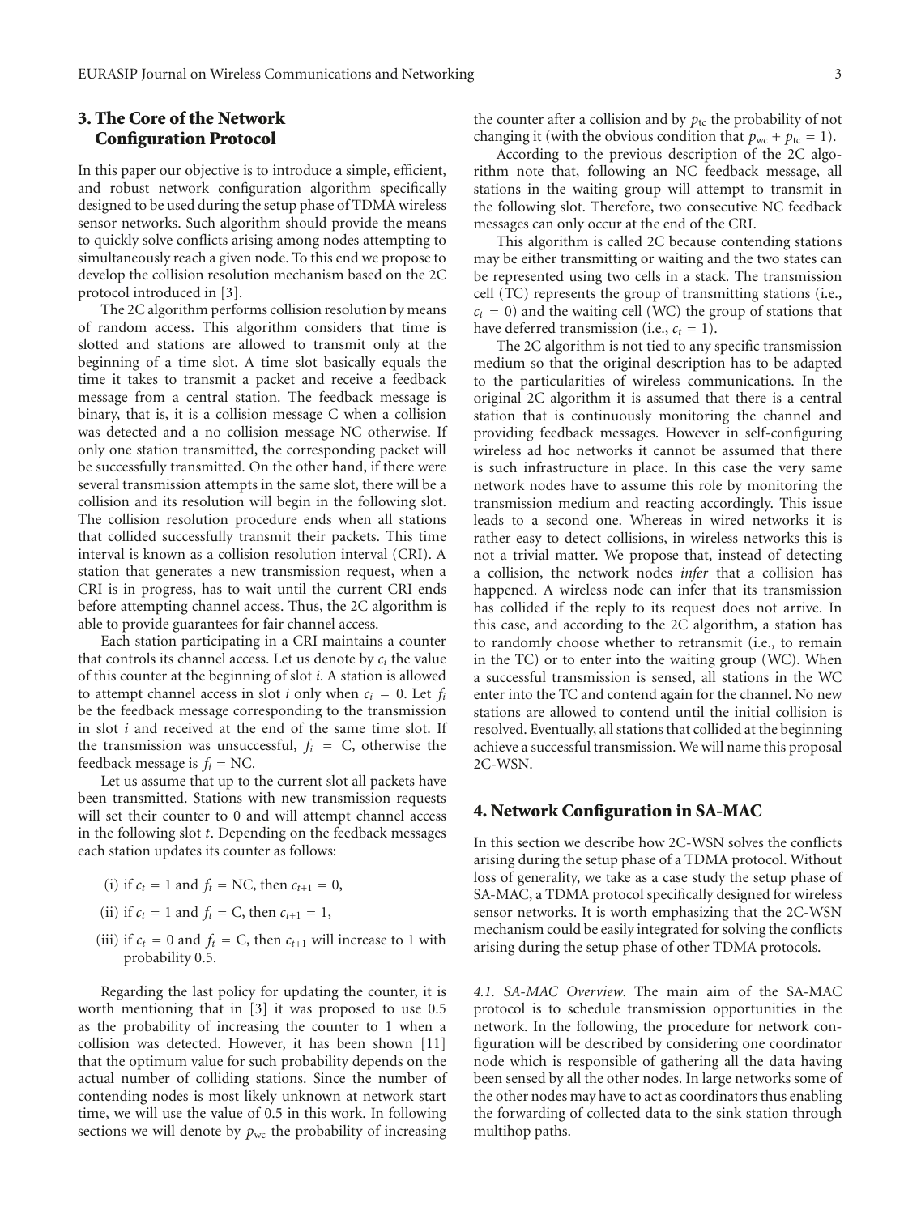## 3. The Core of the Network Configuration Protocol

In this paper our objective is to introduce a simple, efficient, and robust network configuration algorithm specifically designed to be used during the setup phase of TDMA wireless sensor networks. Such algorithm should provide the means to quickly solve conflicts arising among nodes attempting to simultaneously reach a given node. To this end we propose to develop the collision resolution mechanism based on the 2C protocol introduced in [3].

The 2C algorithm performs collision resolution by means of random access. This algorithm considers that time is slotted and stations are allowed to transmit only at the beginning of a time slot. A time slot basically equals the time it takes to transmit a packet and receive a feedback message from a central station. The feedback message is binary, that is, it is a collision message C when a collision was detected and a no collision message NC otherwise. If only one station transmitted, the corresponding packet will be successfully transmitted. On the other hand, if there were several transmission attempts in the same slot, there will be a collision and its resolution will begin in the following slot. The collision resolution procedure ends when all stations that collided successfully transmit their packets. This time interval is known as a collision resolution interval (CRI). A station that generates a new transmission request, when a CRI is in progress, has to wait until the current CRI ends before attempting channel access. Thus, the 2C algorithm is able to provide guarantees for fair channel access.

Each station participating in a CRI maintains a counter that controls its channel access. Let us denote by $c_i$ the value of this counter at the beginning of slot *i*. A station is allowed to attempt channel access in slot *i* only when $c_i = 0$. Let $f_i$ be the feedback message corresponding to the transmission in slot *i* and received at the end of the same time slot. If the transmission was unsuccessful, $f_i = \text{C}$, otherwise the feedback message is $f_i = \text{NC}$.

Let us assume that up to the current slot all packets have been transmitted. Stations with new transmission requests will set their counter to 0 and will attempt channel access in the following slot *t*. Depending on the feedback messages each station updates its counter as follows:

(i) if $c_t = 1$ and $f_t = \text{NC}$, then $c_{t+1} = 0$,

(ii) if $c_t = 1$ and $f_t = \text{C}$, then $c_{t+1} = 1$,

(iii) if $c_t = 0$ and $f_t = \text{C}$, then $c_{t+1}$ will increase to 1 with probability 0.5.

Regarding the last policy for updating the counter, it is worth mentioning that in [3] it was proposed to use 0.5 as the probability of increasing the counter to 1 when a collision was detected. However, it has been shown [11] that the optimum value for such probability depends on the actual number of colliding stations. Since the number of contending nodes is most likely unknown at network start time, we will use the value of 0.5 in this work. In following sections we will denote by $p_{\text{wc}}$ the probability of increasing the counter after a collision and by $p_{\text{tc}}$ the probability of not changing it (with the obvious condition that $p_{\text{wc}} + p_{\text{tc}} = 1$).

According to the previous description of the 2C algorithm note that, following an NC feedback message, all stations in the waiting group will attempt to transmit in the following slot. Therefore, two consecutive NC feedback messages can only occur at the end of the CRI.

This algorithm is called 2C because contending stations may be either transmitting or waiting and the two states can be represented using two cells in a stack. The transmission cell (TC) represents the group of transmitting stations (i.e., $c_t = 0$) and the waiting cell (WC) the group of stations that have deferred transmission (i.e., $c_t = 1$).

The 2C algorithm is not tied to any specific transmission medium so that the original description has to be adapted to the particularities of wireless communications. In the original 2C algorithm it is assumed that there is a central station that is continuously monitoring the channel and providing feedback messages. However in self-configuring wireless ad hoc networks it cannot be assumed that there is such infrastructure in place. In this case the very same network nodes have to assume this role by monitoring the transmission medium and reacting accordingly. This issue leads to a second one. Whereas in wired networks it is rather easy to detect collisions, in wireless networks this is not a trivial matter. We propose that, instead of detecting a collision, the network nodes *infer* that a collision has happened. A wireless node can infer that its transmission has collided if the reply to its request does not arrive. In this case, and according to the 2C algorithm, a station has to randomly choose whether to retransmit (i.e., to remain in the TC) or to enter into the waiting group (WC). When a successful transmission is sensed, all stations in the WC enter into the TC and contend again for the channel. No new stations are allowed to contend until the initial collision is resolved. Eventually, all stations that collided at the beginning achieve a successful transmission. We will name this proposal 2C-WSN.

## 4. Network Configuration in SA-MAC

In this section we describe how 2C-WSN solves the conflicts arising during the setup phase of a TDMA protocol. Without loss of generality, we take as a case study the setup phase of SA-MAC, a TDMA protocol specifically designed for wireless sensor networks. It is worth emphasizing that the 2C-WSN mechanism could be easily integrated for solving the conflicts arising during the setup phase of other TDMA protocols.

*4.1. SA-MAC Overview.* The main aim of the SA-MAC protocol is to schedule transmission opportunities in the network. In the following, the procedure for network configuration will be described by considering one coordinator node which is responsible of gathering all the data having been sensed by all the other nodes. In large networks some of the other nodes may have to act as coordinators thus enabling the forwarding of collected data to the sink station through multihop paths.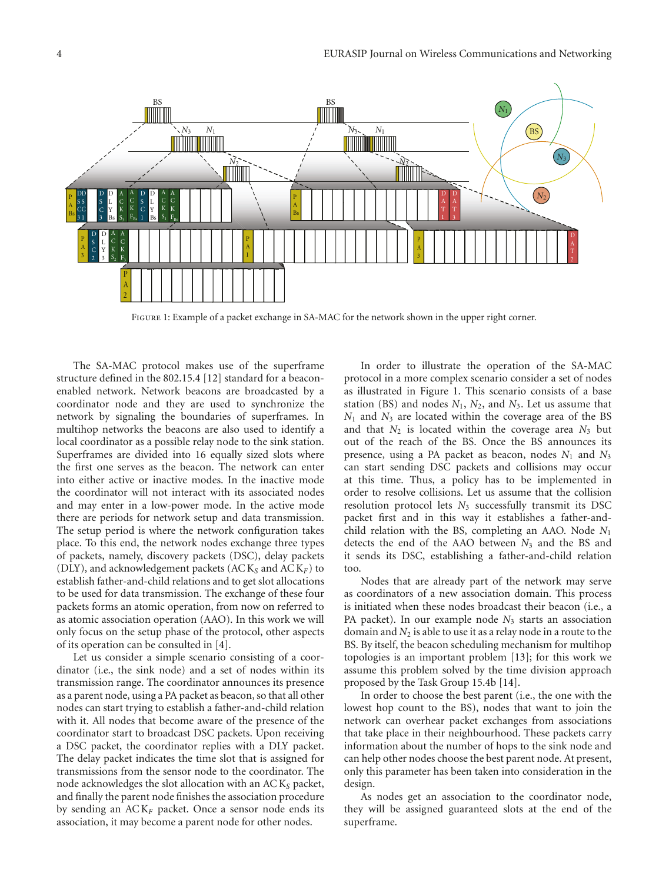Figure 1: Example of a packet exchange in SA-MAC for the network shown in the upper right corner.

The SA-MAC protocol makes use of the superframe structure defined in the 802.15.4 [12] standard for a beacon-enabled network. Network beacons are broadcasted by a coordinator node and they are used to synchronize the network by signaling the boundaries of superframes. In multihop networks the beacons are also used to identify a local coordinator as a possible relay node to the sink station. Superframes are divided into 16 equally sized slots where the first one serves as the beacon. The network can enter into either active or inactive modes. In the inactive mode the coordinator will not interact with its associated nodes and may enter in a low-power mode. In the active mode there are periods for network setup and data transmission. The setup period is where the network configuration takes place. To this end, the network nodes exchange three types of packets, namely, discovery packets (DSC), delay packets (DLY), and acknowledgement packets ($ACK_S$ and $ACK_F$) to establish father-and-child relations and to get slot allocations to be used for data transmission. The exchange of these four packets forms an atomic operation, from now on referred to as atomic association operation (AAO). In this work we will only focus on the setup phase of the protocol, other aspects of its operation can be consulted in [4].

Let us consider a simple scenario consisting of a coordinator (i.e., the sink node) and a set of nodes within its transmission range. The coordinator announces its presence as a parent node, using a PA packet as beacon, so that all other nodes can start trying to establish a father-and-child relation with it. All nodes that become aware of the presence of the coordinator start to broadcast DSC packets. Upon receiving a DSC packet, the coordinator replies with a DLY packet. The delay packet indicates the time slot that is assigned for transmissions from the sensor node to the coordinator. The node acknowledges the slot allocation with an $ACK_S$ packet, and finally the parent node finishes the association procedure by sending an $ACK_F$ packet. Once a sensor node ends its association, it may become a parent node for other nodes.

In order to illustrate the operation of the SA-MAC protocol in a more complex scenario consider a set of nodes as illustrated in Figure 1. This scenario consists of a base station (BS) and nodes $N_1$, $N_2$, and $N_3$. Let us assume that $N_1$ and $N_3$ are located within the coverage area of the BS and that $N_2$ is located within the coverage area $N_3$ but out of the reach of the BS. Once the BS announces its presence, using a PA packet as beacon, nodes $N_1$ and $N_3$ can start sending DSC packets and collisions may occur at this time. Thus, a policy has to be implemented in order to resolve collisions. Let us assume that the collision resolution protocol lets $N_3$ successfully transmit its DSC packet first and in this way it establishes a father-and-child relation with the BS, completing an AAO. Node $N_1$ detects the end of the AAO between $N_3$ and the BS and it sends its DSC, establishing a father-and-child relation too.

Nodes that are already part of the network may serve as coordinators of a new association domain. This process is initiated when these nodes broadcast their beacon (i.e., a PA packet). In our example node $N_3$ starts an association domain and $N_2$ is able to use it as a relay node in a route to the BS. By itself, the beacon scheduling mechanism for multihop topologies is an important problem [13]; for this work we assume this problem solved by the time division approach proposed by the Task Group 15.4b [14].

In order to choose the best parent (i.e., the one with the lowest hop count to the BS), nodes that want to join the network can overhear packet exchanges from associations that take place in their neighbourhood. These packets carry information about the number of hops to the sink node and can help other nodes choose the best parent node. At present, only this parameter has been taken into consideration in the design.

As nodes get an association to the coordinator node, they will be assigned guaranteed slots at the end of the superframe.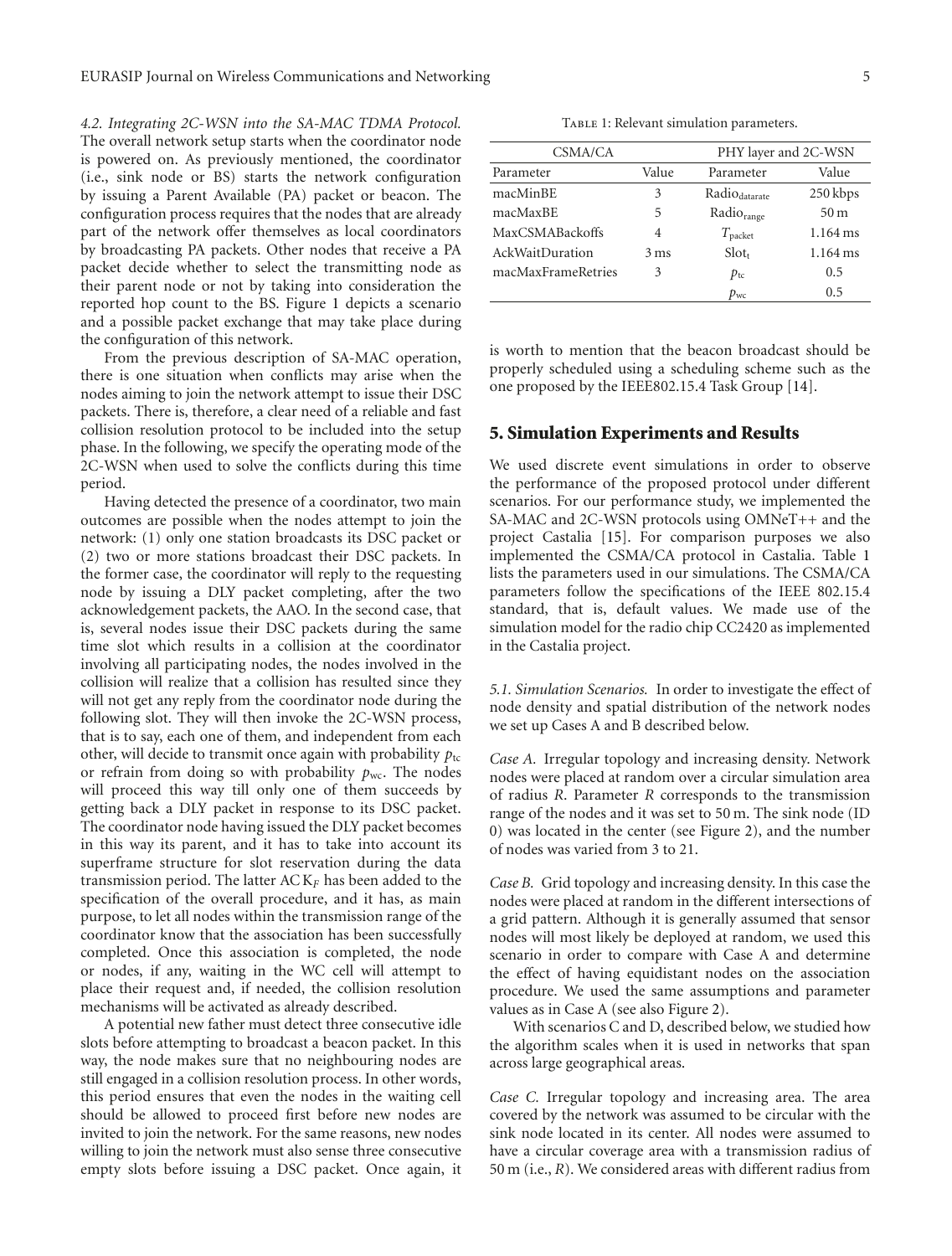*4.2. Integrating 2C-WSN into the SA-MAC TDMA Protocol.* The overall network setup starts when the coordinator node is powered on. As previously mentioned, the coordinator (i.e., sink node or BS) starts the network configuration by issuing a Parent Available (PA) packet or beacon. The configuration process requires that the nodes that are already part of the network offer themselves as local coordinators by broadcasting PA packets. Other nodes that receive a PA packet decide whether to select the transmitting node as their parent node or not by taking into consideration the reported hop count to the BS. Figure 1 depicts a scenario and a possible packet exchange that may take place during the configuration of this network.

From the previous description of SA-MAC operation, there is one situation when conflicts may arise when the nodes aiming to join the network attempt to issue their DSC packets. There is, therefore, a clear need of a reliable and fast collision resolution protocol to be included into the setup phase. In the following, we specify the operating mode of the 2C-WSN when used to solve the conflicts during this time period.

Having detected the presence of a coordinator, two main outcomes are possible when the nodes attempt to join the network: (1) only one station broadcasts its DSC packet or (2) two or more stations broadcast their DSC packets. In the former case, the coordinator will reply to the requesting node by issuing a DLY packet completing, after the two acknowledgement packets, the AAO. In the second case, that is, several nodes issue their DSC packets during the same time slot which results in a collision at the coordinator involving all participating nodes, the nodes involved in the collision will realize that a collision has resulted since they will not get any reply from the coordinator node during the following slot. They will then invoke the 2C-WSN process, that is to say, each one of them, and independent from each other, will decide to transmit once again with probability $p_{\text{tc}}$ or refrain from doing so with probability $p_{\text{wc}}$. The nodes will proceed this way till only one of them succeeds by getting back a DLY packet in response to its DSC packet. The coordinator node having issued the DLY packet becomes in this way its parent, and it has to take into account its superframe structure for slot reservation during the data transmission period. The latter $\text{ACK}_F$ has been added to the specification of the overall procedure, and it has, as main purpose, to let all nodes within the transmission range of the coordinator know that the association has been successfully completed. Once this association is completed, the node or nodes, if any, waiting in the WC cell will attempt to place their request and, if needed, the collision resolution mechanisms will be activated as already described.

A potential new father must detect three consecutive idle slots before attempting to broadcast a beacon packet. In this way, the node makes sure that no neighbouring nodes are still engaged in a collision resolution process. In other words, this period ensures that even the nodes in the waiting cell should be allowed to proceed first before new nodes are invited to join the network. For the same reasons, new nodes willing to join the network must also sense three consecutive empty slots before issuing a DSC packet. Once again, it is worth to mention that the beacon broadcast should be properly scheduled using a scheduling scheme such as the one proposed by the IEEE802.15.4 Task Group [14].

Table 1: Relevant simulation parameters.

| CSMA/CA | | PHY layer and 2C-WSN | |
|---|---|---|---|
| Parameter | Value | Parameter | Value |
| macMinBE | 3 | $\text{Radio}_{\text{datarate}}$ | 250 kbps |
| macMaxBE | 5 | $\text{Radio}_{\text{range}}$ | 50 m |
| MaxCSMABackoffs | 4 | $T_{\text{packet}}$ | 1.164 ms |
| AckWaitDuration | 3 ms | $\text{Slot}_{\text{t}}$ | 1.164 ms |
| macMaxFrameRetries | 3 | $p_{\text{tc}}$ | 0.5 |
| | | $p_{\text{wc}}$ | 0.5 |

## 5. Simulation Experiments and Results

We used discrete event simulations in order to observe the performance of the proposed protocol under different scenarios. For our performance study, we implemented the SA-MAC and 2C-WSN protocols using OMNeT++ and the project Castalia [15]. For comparison purposes we also implemented the CSMA/CA protocol in Castalia. Table 1 lists the parameters used in our simulations. The CSMA/CA parameters follow the specifications of the IEEE 802.15.4 standard, that is, default values. We made use of the simulation model for the radio chip CC2420 as implemented in the Castalia project.

*5.1. Simulation Scenarios.* In order to investigate the effect of node density and spatial distribution of the network nodes we set up Cases A and B described below.

*Case A.* Irregular topology and increasing density. Network nodes were placed at random over a circular simulation area of radius *R*. Parameter *R* corresponds to the transmission range of the nodes and it was set to 50 m. The sink node (ID 0) was located in the center (see Figure 2), and the number of nodes was varied from 3 to 21.

*Case B.* Grid topology and increasing density. In this case the nodes were placed at random in the different intersections of a grid pattern. Although it is generally assumed that sensor nodes will most likely be deployed at random, we used this scenario in order to compare with Case A and determine the effect of having equidistant nodes on the association procedure. We used the same assumptions and parameter values as in Case A (see also Figure 2).

With scenarios C and D, described below, we studied how the algorithm scales when it is used in networks that span across large geographical areas.

*Case C.* Irregular topology and increasing area. The area covered by the network was assumed to be circular with the sink node located in its center. All nodes were assumed to have a circular coverage area with a transmission radius of 50 m (i.e., *R*). We considered areas with different radius from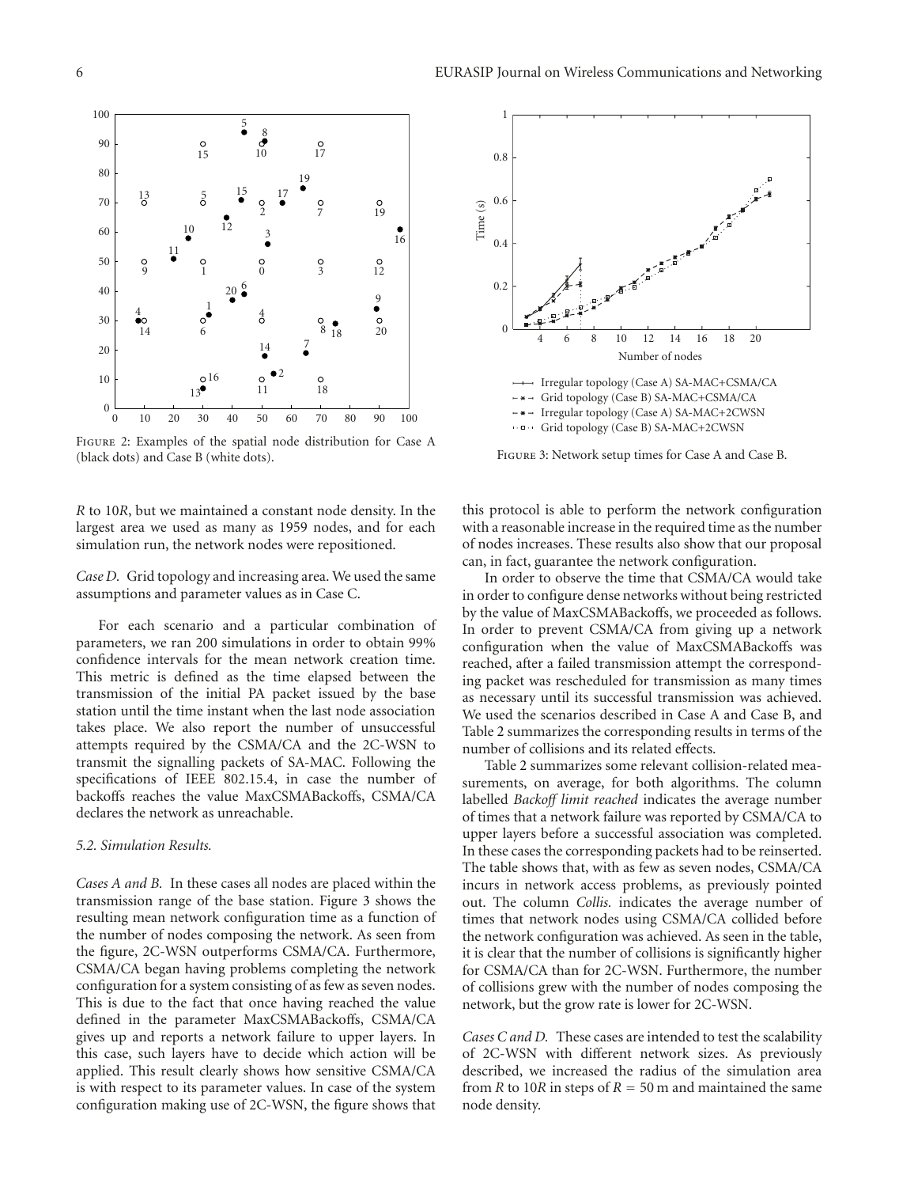Figure 2: Examples of the spatial node distribution for Case A (black dots) and Case B (white dots).

Figure 3: Network setup times for Case A and Case B.

$R$ to $10R$, but we maintained a constant node density. In the largest area we used as many as 1959 nodes, and for each simulation run, the network nodes were repositioned.

*Case D.* Grid topology and increasing area. We used the same assumptions and parameter values as in Case C.

For each scenario and a particular combination of parameters, we ran 200 simulations in order to obtain 99% confidence intervals for the mean network creation time. This metric is defined as the time elapsed between the transmission of the initial PA packet issued by the base station until the time instant when the last node association takes place. We also report the number of unsuccessful attempts required by the CSMA/CA and the 2C-WSN to transmit the signalling packets of SA-MAC. Following the specifications of IEEE 802.15.4, in case the number of backoffs reaches the value MaxCSMABackoffs, CSMA/CA declares the network as unreachable.

### 5.2. Simulation Results

*Cases A and B.* In these cases all nodes are placed within the transmission range of the base station. Figure 3 shows the resulting mean network configuration time as a function of the number of nodes composing the network. As seen from the figure, 2C-WSN outperforms CSMA/CA. Furthermore, CSMA/CA began having problems completing the network configuration for a system consisting of as few as seven nodes. This is due to the fact that once having reached the value defined in the parameter MaxCSMABackoffs, CSMA/CA gives up and reports a network failure to upper layers. In this case, such layers have to decide which action will be applied. This result clearly shows how sensitive CSMA/CA is with respect to its parameter values. In case of the system configuration making use of 2C-WSN, the figure shows that this protocol is able to perform the network configuration with a reasonable increase in the required time as the number of nodes increases. These results also show that our proposal can, in fact, guarantee the network configuration.

In order to observe the time that CSMA/CA would take in order to configure dense networks without being restricted by the value of MaxCSMABackoffs, we proceeded as follows. In order to prevent CSMA/CA from giving up a network configuration when the value of MaxCSMABackoffs was reached, after a failed transmission attempt the corresponding packet was rescheduled for transmission as many times as necessary until its successful transmission was achieved. We used the scenarios described in Case A and Case B, and Table 2 summarizes the corresponding results in terms of the number of collisions and its related effects.

Table 2 summarizes some relevant collision-related measurements, on average, for both algorithms. The column labelled *Backoff limit reached* indicates the average number of times that a network failure was reported by CSMA/CA to upper layers before a successful association was completed. In these cases the corresponding packets had to be reinserted. The table shows that, with as few as seven nodes, CSMA/CA incurs in network access problems, as previously pointed out. The column *Collis.* indicates the average number of times that network nodes using CSMA/CA collided before the network configuration was achieved. As seen in the table, it is clear that the number of collisions is significantly higher for CSMA/CA than for 2C-WSN. Furthermore, the number of collisions grew with the number of nodes composing the network, but the grow rate is lower for 2C-WSN.

*Cases C and D.* These cases are intended to test the scalability of 2C-WSN with different network sizes. As previously described, we increased the radius of the simulation area from $R$ to $10R$ in steps of $R = 50$ m and maintained the same node density.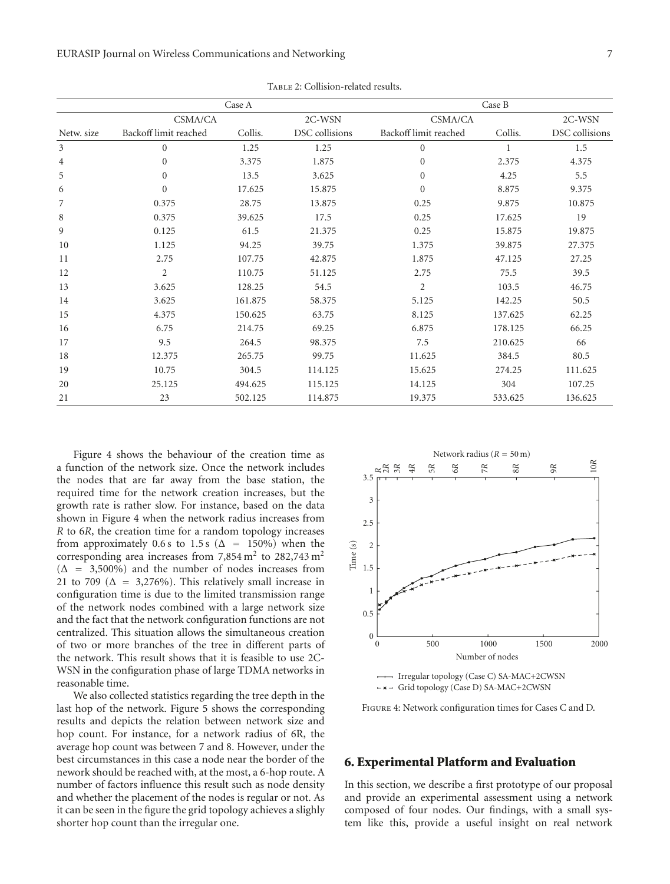Table 2: Collision-related results.

| | Case A | | | Case B | | |
|---|---|---|---|---|---|---|
| | CSMA/CA | | 2C-WSN | CSMA/CA | | 2C-WSN |
| Netw. size | Backoff limit reached | Collis. | DSC collisions | Backoff limit reached | Collis. | DSC collisions |
| 3 | 0 | 1.25 | 1.25 | 0 | 1 | 1.5 |
| 4 | 0 | 3.375 | 1.875 | 0 | 2.375 | 4.375 |
| 5 | 0 | 13.5 | 3.625 | 0 | 4.25 | 5.5 |
| 6 | 0 | 17.625 | 15.875 | 0 | 8.875 | 9.375 |
| 7 | 0.375 | 28.75 | 13.875 | 0.25 | 9.875 | 10.875 |
| 8 | 0.375 | 39.625 | 17.5 | 0.25 | 17.625 | 19 |
| 9 | 0.125 | 61.5 | 21.375 | 0.25 | 15.875 | 19.875 |
| 10 | 1.125 | 94.25 | 39.75 | 1.375 | 39.875 | 27.375 |
| 11 | 2.75 | 107.75 | 42.875 | 1.875 | 47.125 | 27.25 |
| 12 | 2 | 110.75 | 51.125 | 2.75 | 75.5 | 39.5 |
| 13 | 3.625 | 128.25 | 54.5 | 2 | 103.5 | 46.75 |
| 14 | 3.625 | 161.875 | 58.375 | 5.125 | 142.25 | 50.5 |
| 15 | 4.375 | 150.625 | 63.75 | 8.125 | 137.625 | 62.25 |
| 16 | 6.75 | 214.75 | 69.25 | 6.875 | 178.125 | 66.25 |
| 17 | 9.5 | 264.5 | 98.375 | 7.5 | 210.625 | 66 |
| 18 | 12.375 | 265.75 | 99.75 | 11.625 | 384.5 | 80.5 |
| 19 | 10.75 | 304.5 | 114.125 | 15.625 | 274.25 | 111.625 |
| 20 | 25.125 | 494.625 | 115.125 | 14.125 | 304 | 107.25 |
| 21 | 23 | 502.125 | 114.875 | 19.375 | 533.625 | 136.625 |

Figure 4 shows the behaviour of the creation time as a function of the network size. Once the network includes the nodes that are far away from the base station, the required time for the network creation increases, but the growth rate is rather slow. For instance, based on the data shown in Figure 4 when the network radius increases from $R$ to $6R$, the creation time for a random topology increases from approximately 0.6 s to 1.5 s ($\Delta = 150\%$) when the corresponding area increases from 7,854 m$^2$ to 282,743 m$^2$ ($\Delta = 3{,}500\%$) and the number of nodes increases from 21 to 709 ($\Delta = 3{,}276\%$). This relatively small increase in configuration time is due to the limited transmission range of the network nodes combined with a large network size and the fact that the network configuration functions are not centralized. This situation allows the simultaneous creation of two or more branches of the tree in different parts of the network. This result shows that it is feasible to use 2C-WSN in the configuration phase of large TDMA networks in reasonable time.

We also collected statistics regarding the tree depth in the last hop of the network. Figure 5 shows the corresponding results and depicts the relation between network size and hop count. For instance, for a network radius of 6R, the average hop count was between 7 and 8. However, under the best circumstances in this case a node near the border of the nework should be reached with, at the most, a 6-hop route. A number of factors influence this result such as node density and whether the placement of the nodes is regular or not. As it can be seen in the figure the grid topology achieves a slighly shorter hop count than the irregular one.

Figure 4: Network configuration times for Cases C and D.

## 6. Experimental Platform and Evaluation

In this section, we describe a first prototype of our proposal and provide an experimental assessment using a network composed of four nodes. Our findings, with a small system like this, provide a useful insight on real network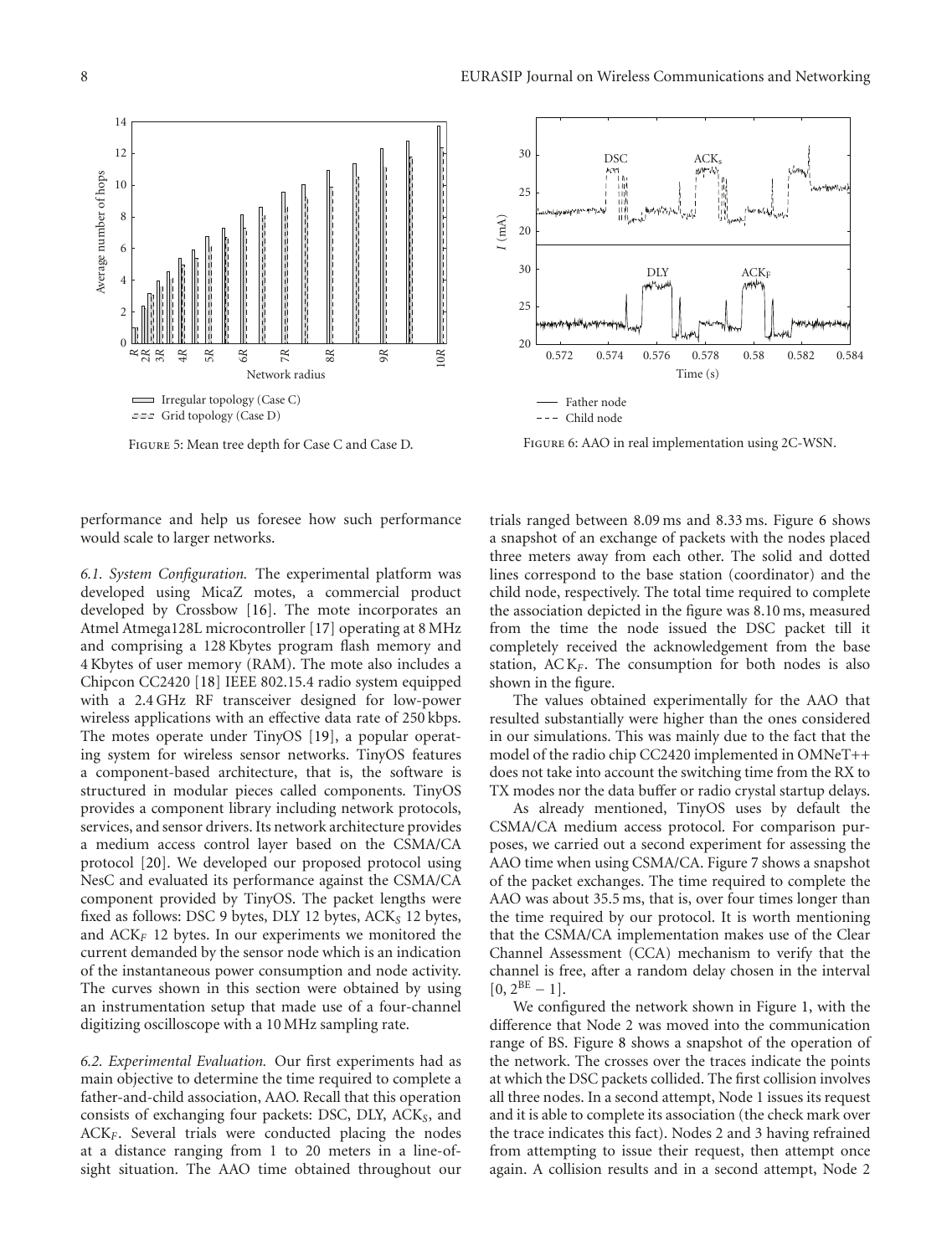Figure 5: Mean tree depth for Case C and Case D.

Figure 6: AAO in real implementation using 2C-WSN.

performance and help us foresee how such performance would scale to larger networks.

*6.1. System Configuration.* The experimental platform was developed using MicaZ motes, a commercial product developed by Crossbow [16]. The mote incorporates an Atmel Atmega128L microcontroller [17] operating at 8 MHz and comprising a 128 Kbytes program flash memory and 4 Kbytes of user memory (RAM). The mote also includes a Chipcon CC2420 [18] IEEE 802.15.4 radio system equipped with a 2.4 GHz RF transceiver designed for low-power wireless applications with an effective data rate of 250 kbps. The motes operate under TinyOS [19], a popular operating system for wireless sensor networks. TinyOS features a component-based architecture, that is, the software is structured in modular pieces called components. TinyOS provides a component library including network protocols, services, and sensor drivers. Its network architecture provides a medium access control layer based on the CSMA/CA protocol [20]. We developed our proposed protocol using NesC and evaluated its performance against the CSMA/CA component provided by TinyOS. The packet lengths were fixed as follows: DSC 9 bytes, DLY 12 bytes, $ACK_S$ 12 bytes, and $ACK_F$ 12 bytes. In our experiments we monitored the current demanded by the sensor node which is an indication of the instantaneous power consumption and node activity. The curves shown in this section were obtained by using an instrumentation setup that made use of a four-channel digitizing oscilloscope with a 10 MHz sampling rate.

*6.2. Experimental Evaluation.* Our first experiments had as main objective to determine the time required to complete a father-and-child association, AAO. Recall that this operation consists of exchanging four packets: DSC, DLY, $ACK_S$, and $ACK_F$. Several trials were conducted placing the nodes at a distance ranging from 1 to 20 meters in a line-of-sight situation. The AAO time obtained throughout our trials ranged between 8.09 ms and 8.33 ms. Figure 6 shows a snapshot of an exchange of packets with the nodes placed three meters away from each other. The solid and dotted lines correspond to the base station (coordinator) and the child node, respectively. The total time required to complete the association depicted in the figure was 8.10 ms, measured from the time the node issued the DSC packet till it completely received the acknowledgement from the base station, $ACK_F$. The consumption for both nodes is also shown in the figure.

The values obtained experimentally for the AAO that resulted substantially were higher than the ones considered in our simulations. This was mainly due to the fact that the model of the radio chip CC2420 implemented in OMNeT++ does not take into account the switching time from the RX to TX modes nor the data buffer or radio crystal startup delays.

As already mentioned, TinyOS uses by default the CSMA/CA medium access protocol. For comparison purposes, we carried out a second experiment for assessing the AAO time when using CSMA/CA. Figure 7 shows a snapshot of the packet exchanges. The time required to complete the AAO was about 35.5 ms, that is, over four times longer than the time required by our protocol. It is worth mentioning that the CSMA/CA implementation makes use of the Clear Channel Assessment (CCA) mechanism to verify that the channel is free, after a random delay chosen in the interval $[0, 2^{BE} - 1]$.

We configured the network shown in Figure 1, with the difference that Node 2 was moved into the communication range of BS. Figure 8 shows a snapshot of the operation of the network. The crosses over the traces indicate the points at which the DSC packets collided. The first collision involves all three nodes. In a second attempt, Node 1 issues its request and it is able to complete its association (the check mark over the trace indicates this fact). Nodes 2 and 3 having refrained from attempting to issue their request, then attempt once again. A collision results and in a second attempt, Node 2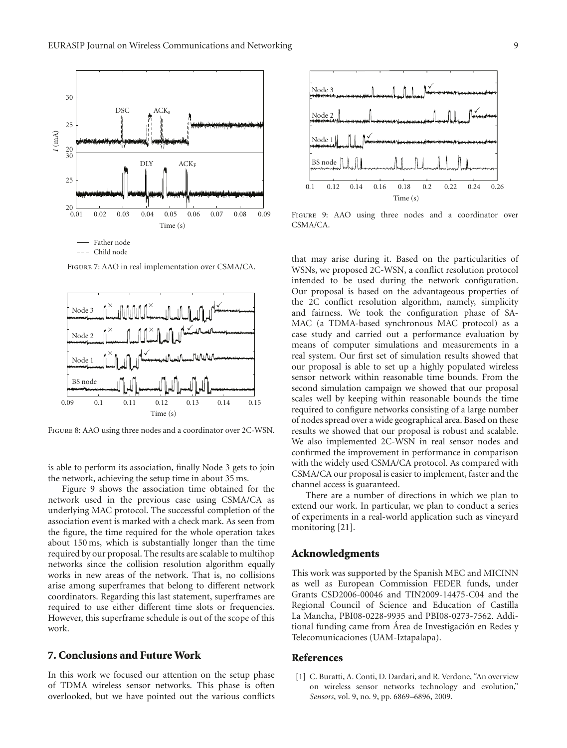Figure 7: AAO in real implementation over CSMA/CA.

Figure 8: AAO using three nodes and a coordinator over 2C-WSN.

is able to perform its association, finally Node 3 gets to join the network, achieving the setup time in about 35 ms.

Figure 9 shows the association time obtained for the network used in the previous case using CSMA/CA as underlying MAC protocol. The successful completion of the association event is marked with a check mark. As seen from the figure, the time required for the whole operation takes about 150 ms, which is substantially longer than the time required by our proposal. The results are scalable to multihop networks since the collision resolution algorithm equally works in new areas of the network. That is, no collisions arise among superframes that belong to different network coordinators. Regarding this last statement, superframes are required to use either different time slots or frequencies. However, this superframe schedule is out of the scope of this work.

## 7. Conclusions and Future Work

In this work we focused our attention on the setup phase of TDMA wireless sensor networks. This phase is often overlooked, but we have pointed out the various conflicts

Figure 9: AAO using three nodes and a coordinator over CSMA/CA.

that may arise during it. Based on the particularities of WSNs, we proposed 2C-WSN, a conflict resolution protocol intended to be used during the network configuration. Our proposal is based on the advantageous properties of the 2C conflict resolution algorithm, namely, simplicity and fairness. We took the configuration phase of SA-MAC (a TDMA-based synchronous MAC protocol) as a case study and carried out a performance evaluation by means of computer simulations and measurements in a real system. Our first set of simulation results showed that our proposal is able to set up a highly populated wireless sensor network within reasonable time bounds. From the second simulation campaign we showed that our proposal scales well by keeping within reasonable bounds the time required to configure networks consisting of a large number of nodes spread over a wide geographical area. Based on these results we showed that our proposal is robust and scalable. We also implemented 2C-WSN in real sensor nodes and confirmed the improvement in performance in comparison with the widely used CSMA/CA protocol. As compared with CSMA/CA our proposal is easier to implement, faster and the channel access is guaranteed.

There are a number of directions in which we plan to extend our work. In particular, we plan to conduct a series of experiments in a real-world application such as vineyard monitoring [21].

## Acknowledgments

This work was supported by the Spanish MEC and MICINN as well as European Commission FEDER funds, under Grants CSD2006-00046 and TIN2009-14475-C04 and the Regional Council of Science and Education of Castilla La Mancha, PBI08-0228-9935 and PBI08-0273-7562. Additional funding came from Área de Investigación en Redes y Telecomunicaciones (UAM-Iztapalapa).

## References

[1] C. Buratti, A. Conti, D. Dardari, and R. Verdone, "An overview on wireless sensor networks technology and evolution," *Sensors*, vol. 9, no. 9, pp. 6869–6896, 2009.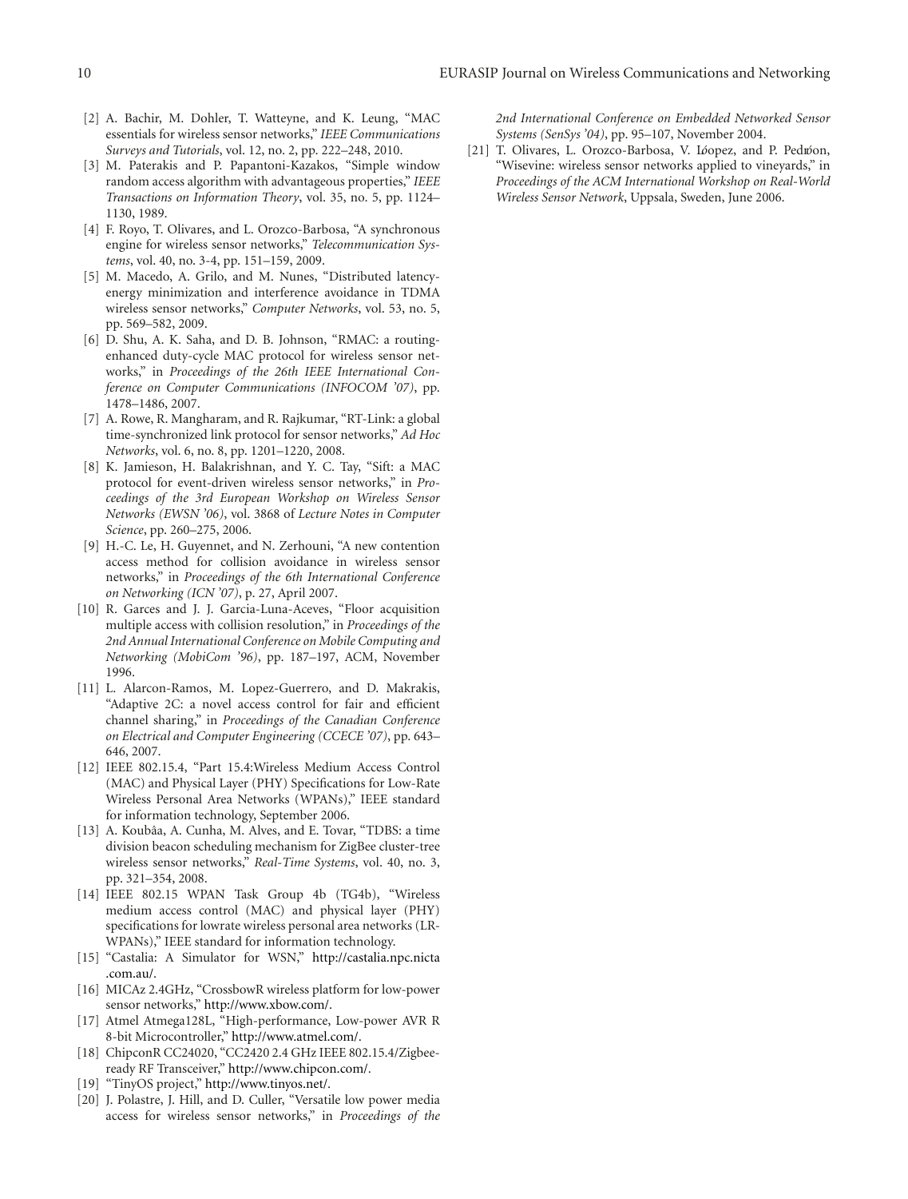[2] A. Bachir, M. Dohler, T. Watteyne, and K. Leung, "MAC essentials for wireless sensor networks," *IEEE Communications Surveys and Tutorials*, vol. 12, no. 2, pp. 222–248, 2010.

[3] M. Paterakis and P. Papantoni-Kazakos, "Simple window random access algorithm with advantageous properties," *IEEE Transactions on Information Theory*, vol. 35, no. 5, pp. 1124–1130, 1989.

[4] F. Royo, T. Olivares, and L. Orozco-Barbosa, "A synchronous engine for wireless sensor networks," *Telecommunication Systems*, vol. 40, no. 3-4, pp. 151–159, 2009.

[5] M. Macedo, A. Grilo, and M. Nunes, "Distributed latency-energy minimization and interference avoidance in TDMA wireless sensor networks," *Computer Networks*, vol. 53, no. 5, pp. 569–582, 2009.

[6] D. Shu, A. K. Saha, and D. B. Johnson, "RMAC: a routing-enhanced duty-cycle MAC protocol for wireless sensor networks," in *Proceedings of the 26th IEEE International Conference on Computer Communications (INFOCOM '07)*, pp. 1478–1486, 2007.

[7] A. Rowe, R. Mangharam, and R. Rajkumar, "RT-Link: a global time-synchronized link protocol for sensor networks," *Ad Hoc Networks*, vol. 6, no. 8, pp. 1201–1220, 2008.

[8] K. Jamieson, H. Balakrishnan, and Y. C. Tay, "Sift: a MAC protocol for event-driven wireless sensor networks," in *Proceedings of the 3rd European Workshop on Wireless Sensor Networks (EWSN '06)*, vol. 3868 of *Lecture Notes in Computer Science*, pp. 260–275, 2006.

[9] H.-C. Le, H. Guyennet, and N. Zerhouni, "A new contention access method for collision avoidance in wireless sensor networks," in *Proceedings of the 6th International Conference on Networking (ICN '07)*, p. 27, April 2007.

[10] R. Garces and J. J. Garcia-Luna-Aceves, "Floor acquisition multiple access with collision resolution," in *Proceedings of the 2nd Annual International Conference on Mobile Computing and Networking (MobiCom '96)*, pp. 187–197, ACM, November 1996.

[11] L. Alarcon-Ramos, M. Lopez-Guerrero, and D. Makrakis, "Adaptive 2C: a novel access control for fair and efficient channel sharing," in *Proceedings of the Canadian Conference on Electrical and Computer Engineering (CCECE '07)*, pp. 643–646, 2007.

[12] IEEE 802.15.4, "Part 15.4:Wireless Medium Access Control (MAC) and Physical Layer (PHY) Specifications for Low-Rate Wireless Personal Area Networks (WPANs)," IEEE standard for information technology, September 2006.

[13] A. Koubâa, A. Cunha, M. Alves, and E. Tovar, "TDBS: a time division beacon scheduling mechanism for ZigBee cluster-tree wireless sensor networks," *Real-Time Systems*, vol. 40, no. 3, pp. 321–354, 2008.

[14] IEEE 802.15 WPAN Task Group 4b (TG4b), "Wireless medium access control (MAC) and physical layer (PHY) specifications for lowrate wireless personal area networks (LR-WPANs)," IEEE standard for information technology.

[15] "Castalia: A Simulator for WSN," http://castalia.npc.nicta.com.au/.

[16] MICAz 2.4GHz, "CrossbowR wireless platform for low-power sensor networks," http://www.xbow.com/.

[17] Atmel Atmega128L, "High-performance, Low-power AVR R 8-bit Microcontroller," http://www.atmel.com/.

[18] ChipconR CC24020, "CC2420 2.4 GHz IEEE 802.15.4/Zigbee-ready RF Transceiver," http://www.chipcon.com/.

[19] "TinyOS project," http://www.tinyos.net/.

[20] J. Polastre, J. Hill, and D. Culler, "Versatile low power media access for wireless sensor networks," in *Proceedings of the 2nd International Conference on Embedded Networked Sensor Systems (SenSys '04)*, pp. 95–107, November 2004.

[21] T. Olivares, L. Orozco-Barbosa, V. López, and P. Pedrón, "Wisevine: wireless sensor networks applied to vineyards," in *Proceedings of the ACM International Workshop on Real-World Wireless Sensor Network*, Uppsala, Sweden, June 2006.